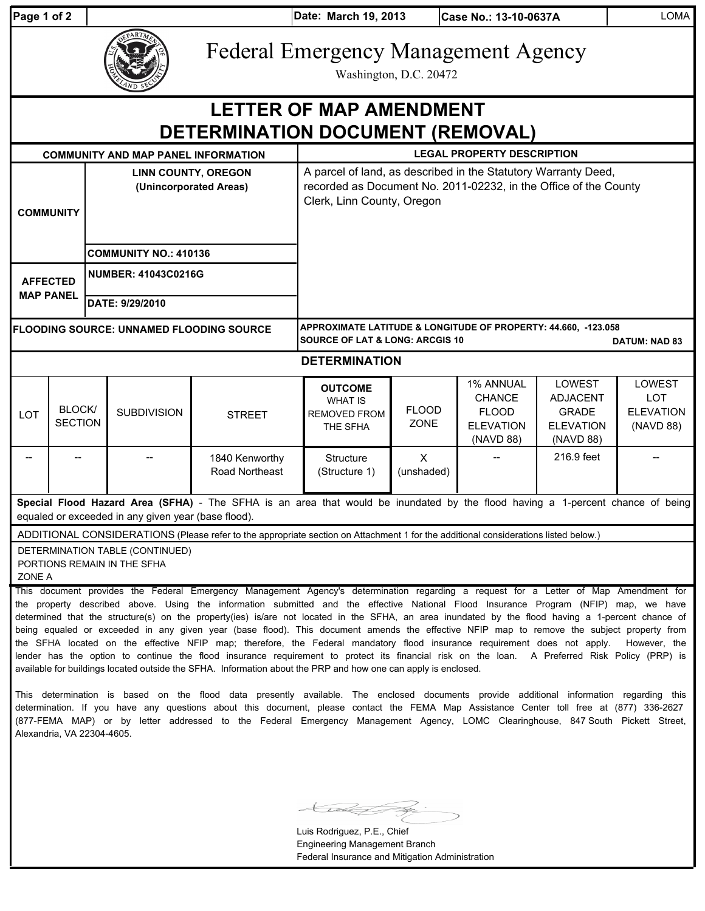| Date: March 19, 2013 | Case No.: 13-10-0637A | LOMA |
|---|---|---|

# Federal Emergency Management Agency

Washington, D.C. 20472

# LETTER OF MAP AMENDMENT DETERMINATION DOCUMENT (REMOVAL)

| COMMUNITY AND MAP PANEL INFORMATION | | LEGAL PROPERTY DESCRIPTION |
|---|---|---|
| COMMUNITY | LINN COUNTY, OREGON (Unincorporated Areas) | A parcel of land, as described in the Statutory Warranty Deed, recorded as Document No. 2011-02232, in the Office of the County Clerk, Linn County, Oregon |
| | COMMUNITY NO.: 410136 | |
| AFFECTED MAP PANEL | NUMBER: 41043C0216G | |
| | DATE: 9/29/2010 | |
| FLOODING SOURCE: UNNAMED FLOODING SOURCE | | APPROXIMATE LATITUDE & LONGITUDE OF PROPERTY: 44.660, -123.058<br>SOURCE OF LAT & LONG: ARCGIS 10 DATUM: NAD 83 |

## DETERMINATION

| LOT | BLOCK/ SECTION | SUBDIVISION | STREET | OUTCOME WHAT IS REMOVED FROM THE SFHA | FLOOD ZONE | 1% ANNUAL CHANCE FLOOD ELEVATION (NAVD 88) | LOWEST ADJACENT GRADE ELEVATION (NAVD 88) | LOWEST LOT ELEVATION (NAVD 88) |
|---|---|---|---|---|---|---|---|---|
| -- | -- | -- | 1840 Kenworthy Road Northeast | Structure (Structure 1) | X (unshaded) | -- | 216.9 feet | -- |

**Special Flood Hazard Area (SFHA)** - The SFHA is an area that would be inundated by the flood having a 1-percent chance of being equaled or exceeded in any given year (base flood).

ADDITIONAL CONSIDERATIONS (Please refer to the appropriate section on Attachment 1 for the additional considerations listed below.)

DETERMINATION TABLE (CONTINUED)
PORTIONS REMAIN IN THE SFHA
ZONE A

This document provides the Federal Emergency Management Agency's determination regarding a request for a Letter of Map Amendment for the property described above. Using the information submitted and the effective National Flood Insurance Program (NFIP) map, we have determined that the structure(s) on the property(ies) is/are not located in the SFHA, an area inundated by the flood having a 1-percent chance of being equaled or exceeded in any given year (base flood). This document amends the effective NFIP map to remove the subject property from the SFHA located on the effective NFIP map; therefore, the Federal mandatory flood insurance requirement does not apply. However, the lender has the option to continue the flood insurance requirement to protect its financial risk on the loan. A Preferred Risk Policy (PRP) is available for buildings located outside the SFHA. Information about the PRP and how one can apply is enclosed.

This determination is based on the flood data presently available. The enclosed documents provide additional information regarding this determination. If you have any questions about this document, please contact the FEMA Map Assistance Center toll free at (877) 336-2627 (877-FEMA MAP) or by letter addressed to the Federal Emergency Management Agency, LOMC Clearinghouse, 847 South Pickett Street, Alexandria, VA 22304-4605.

Luis Rodriguez, P.E., Chief
Engineering Management Branch
Federal Insurance and Mitigation Administration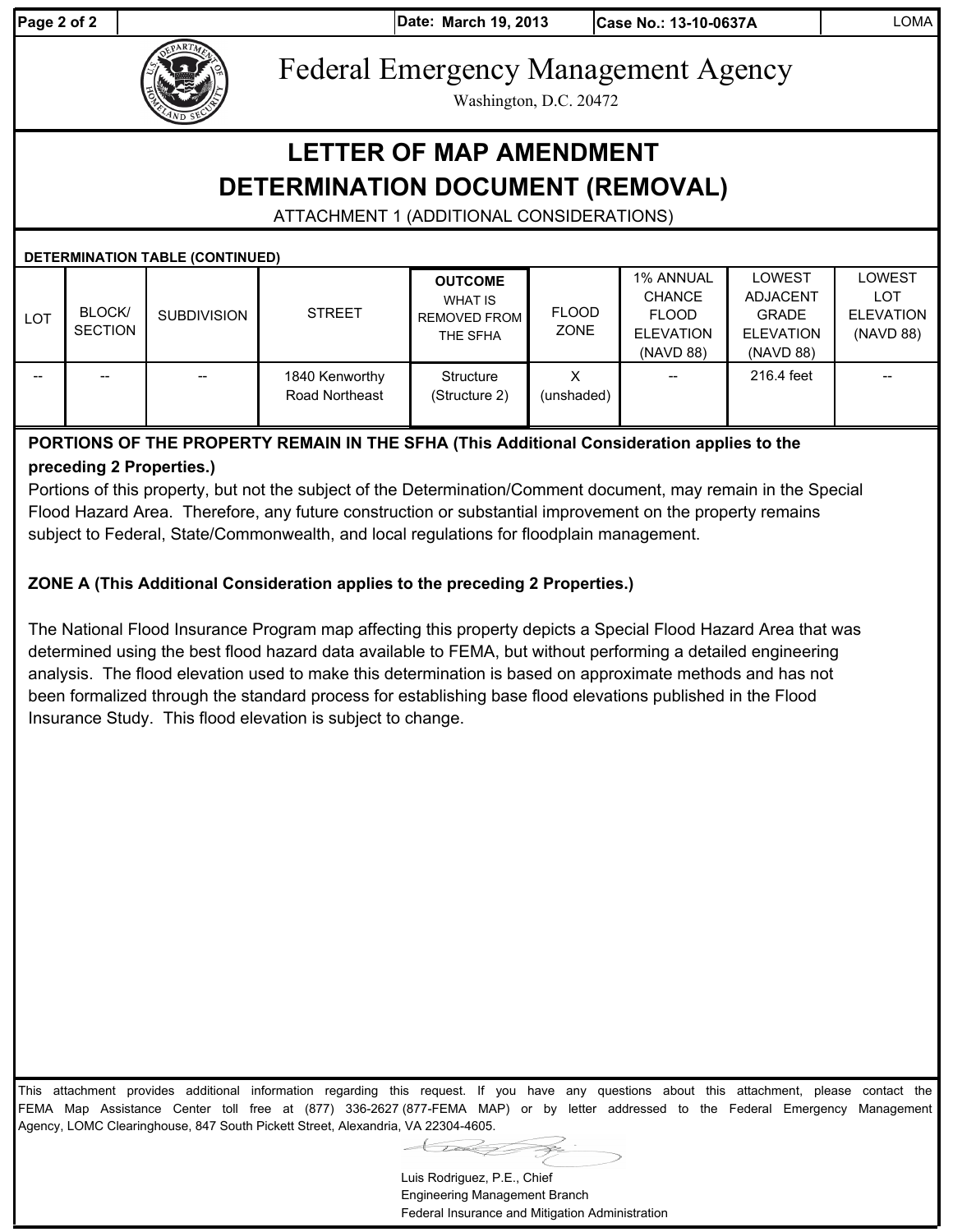Date: March 19, 2013 | Case No.: 13-10-0637A | LOMA

# Federal Emergency Management Agency

Washington, D.C. 20472

## LETTER OF MAP AMENDMENT DETERMINATION DOCUMENT (REMOVAL)

ATTACHMENT 1 (ADDITIONAL CONSIDERATIONS)

**DETERMINATION TABLE (CONTINUED)**

| LOT | BLOCK/ SECTION | SUBDIVISION | STREET | **OUTCOME** WHAT IS REMOVED FROM THE SFHA | FLOOD ZONE | 1% ANNUAL CHANCE FLOOD ELEVATION (NAVD 88) | LOWEST ADJACENT GRADE ELEVATION (NAVD 88) | LOWEST LOT ELEVATION (NAVD 88) |
|---|---|---|---|---|---|---|---|---|
| -- | -- | -- | 1840 Kenworthy Road Northeast | Structure (Structure 2) | X (unshaded) | -- | 216.4 feet | -- |

**PORTIONS OF THE PROPERTY REMAIN IN THE SFHA (This Additional Consideration applies to the preceding 2 Properties.)**

Portions of this property, but not the subject of the Determination/Comment document, may remain in the Special Flood Hazard Area. Therefore, any future construction or substantial improvement on the property remains subject to Federal, State/Commonwealth, and local regulations for floodplain management.

**ZONE A (This Additional Consideration applies to the preceding 2 Properties.)**

The National Flood Insurance Program map affecting this property depicts a Special Flood Hazard Area that was determined using the best flood hazard data available to FEMA, but without performing a detailed engineering analysis. The flood elevation used to make this determination is based on approximate methods and has not been formalized through the standard process for establishing base flood elevations published in the Flood Insurance Study. This flood elevation is subject to change.

This attachment provides additional information regarding this request. If you have any questions about this attachment, please contact the FEMA Map Assistance Center toll free at (877) 336-2627 (877-FEMA MAP) or by letter addressed to the Federal Emergency Management Agency, LOMC Clearinghouse, 847 South Pickett Street, Alexandria, VA 22304-4605.

Luis Rodriguez, P.E., Chief
Engineering Management Branch
Federal Insurance and Mitigation Administration